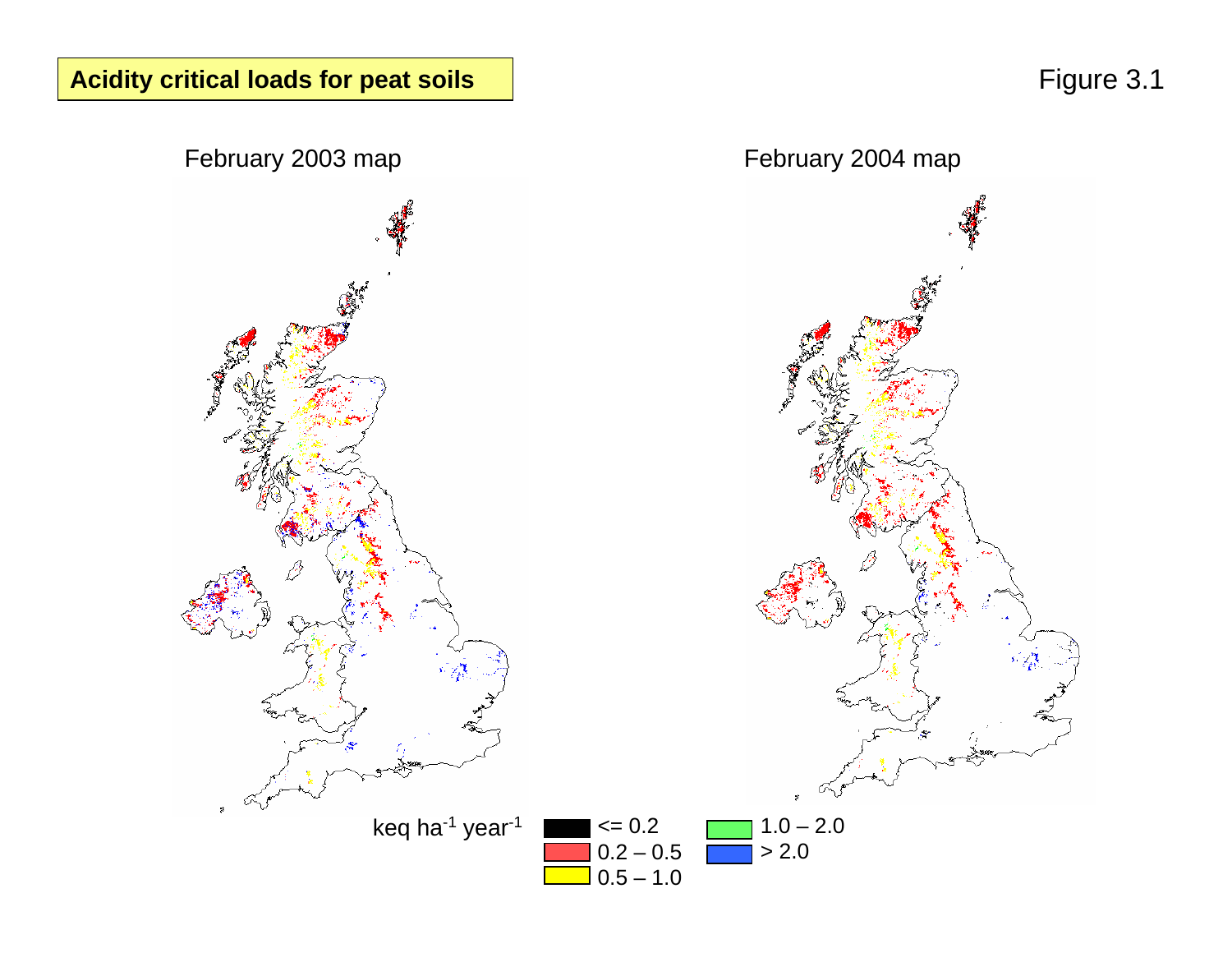**Acidity critical loads for peat soils**

Figure 3.1

February 2003 map

February 2004 map

keq ha$^{-1}$ year$^{-1}$

- <= 0.2
- 0.2 – 0.5
- 0.5 – 1.0
- 1.0 – 2.0
- \> 2.0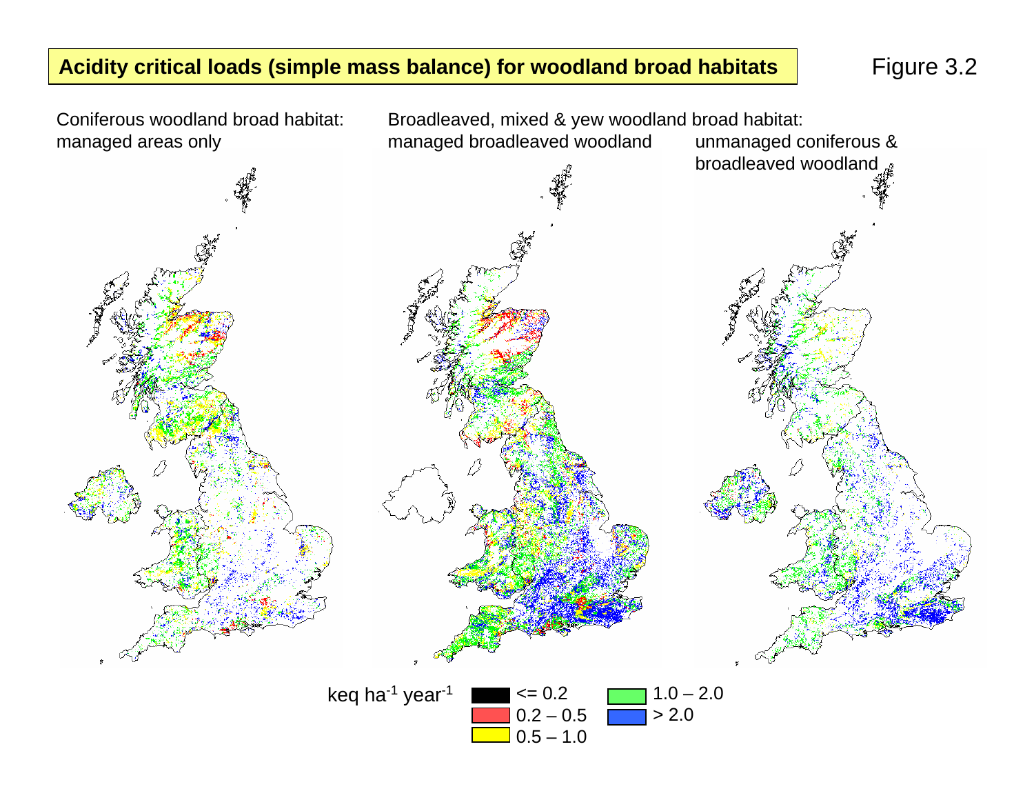## Acidity critical loads (simple mass balance) for woodland broad habitats

Figure 3.2

Coniferous woodland broad habitat: managed areas only

Broadleaved, mixed & yew woodland broad habitat: managed broadleaved woodland

unmanaged coniferous & broadleaved woodland

keq ha$^{-1}$ year$^{-1}$

- <= 0.2
- 0.2 – 0.5
- 0.5 – 1.0
- 1.0 – 2.0
- > 2.0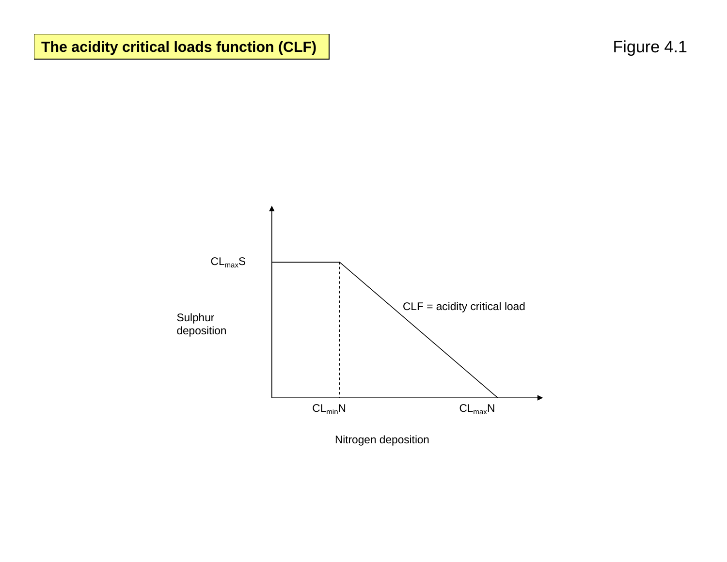**The acidity critical loads function (CLF)**

Figure 4.1

$CL_{max}S$

Sulphur deposition

CLF = acidity critical load

$CL_{min}N$

$CL_{max}N$

Nitrogen deposition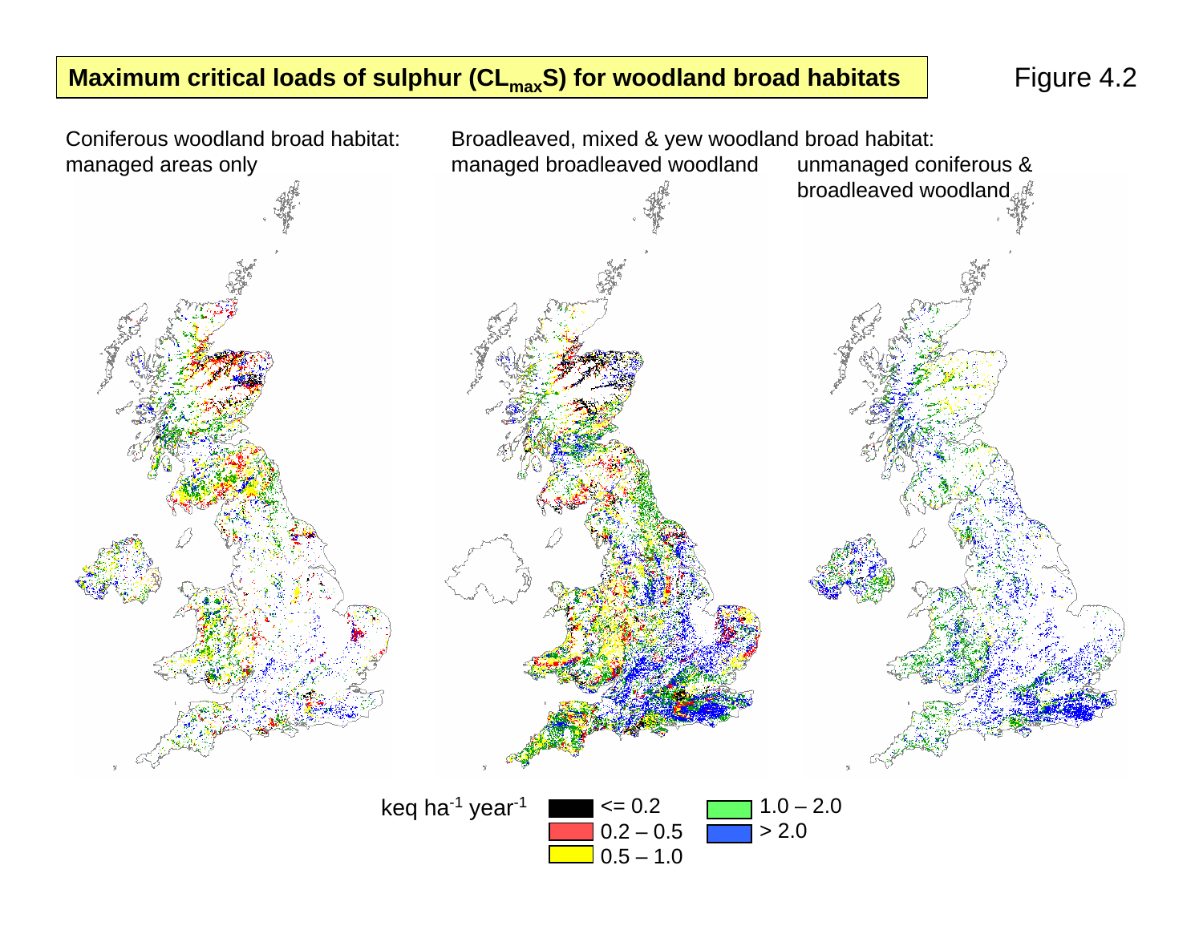# Maximum critical loads of sulphur ($CL_{max}S$) for woodland broad habitats

Figure 4.2

Coniferous woodland broad habitat: managed areas only

Broadleaved, mixed & yew woodland broad habitat:

managed broadleaved woodland

unmanaged coniferous & broadleaved woodland

keq ha$^{-1}$ year$^{-1}$

- <= 0.2
- 0.2 – 0.5
- 0.5 – 1.0
- 1.0 – 2.0
- > 2.0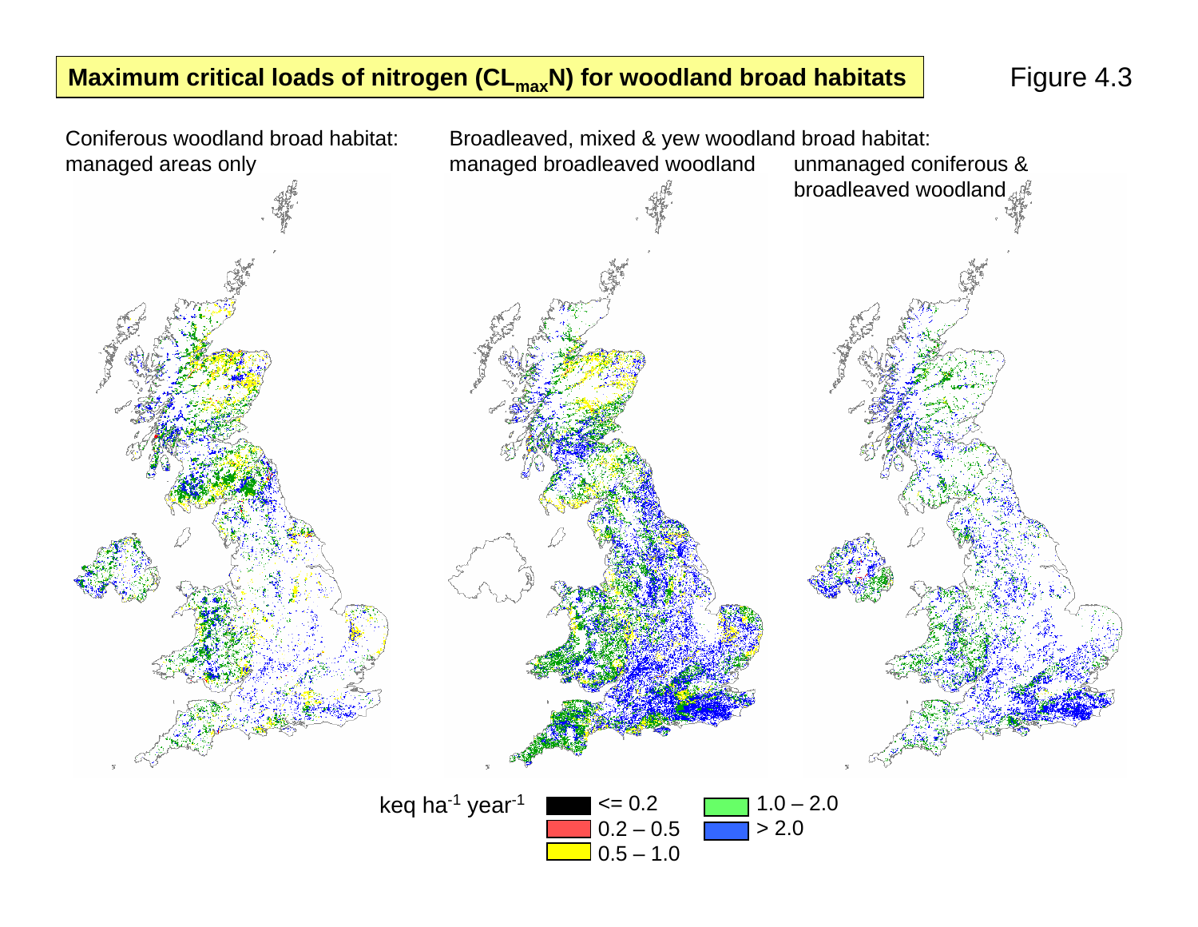# Maximum critical loads of nitrogen ($CL_{max}N$) for woodland broad habitats

Figure 4.3

Coniferous woodland broad habitat: managed areas only

Broadleaved, mixed & yew woodland broad habitat: managed broadleaved woodland

unmanaged coniferous & broadleaved woodland

keq $ha^{-1}$ $year^{-1}$

- <= 0.2
- 0.2 – 0.5
- 0.5 – 1.0
- 1.0 – 2.0
- > 2.0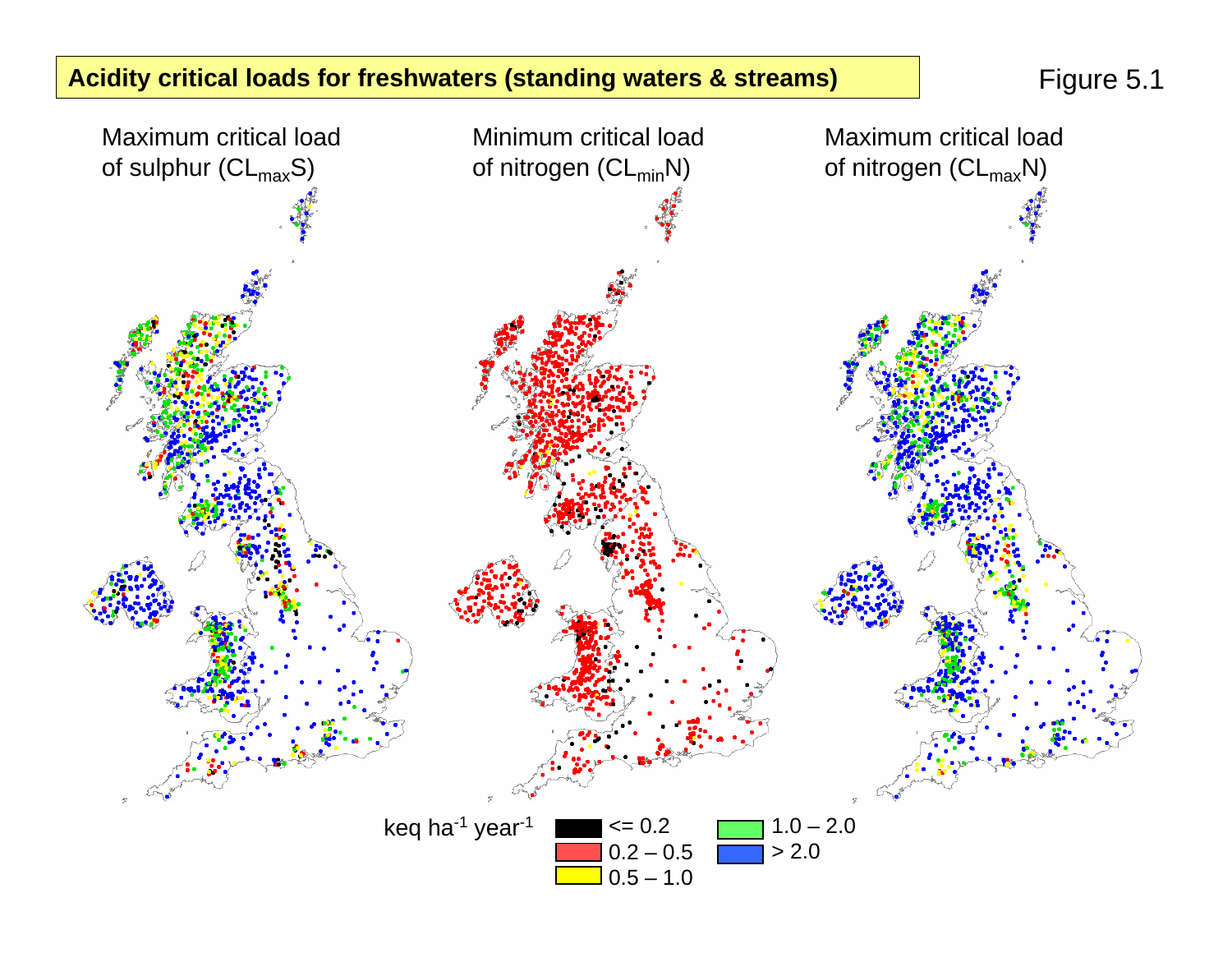**Acidity critical loads for freshwaters (standing waters & streams)**

Figure 5.1

Maximum critical load of sulphur ($CL_{max}S$)

Minimum critical load of nitrogen ($CL_{min}N$)

Maximum critical load of nitrogen ($CL_{max}N$)

keq ha$^{-1}$ year$^{-1}$

- <= 0.2
- 0.2 – 0.5
- 0.5 – 1.0
- 1.0 – 2.0
- > 2.0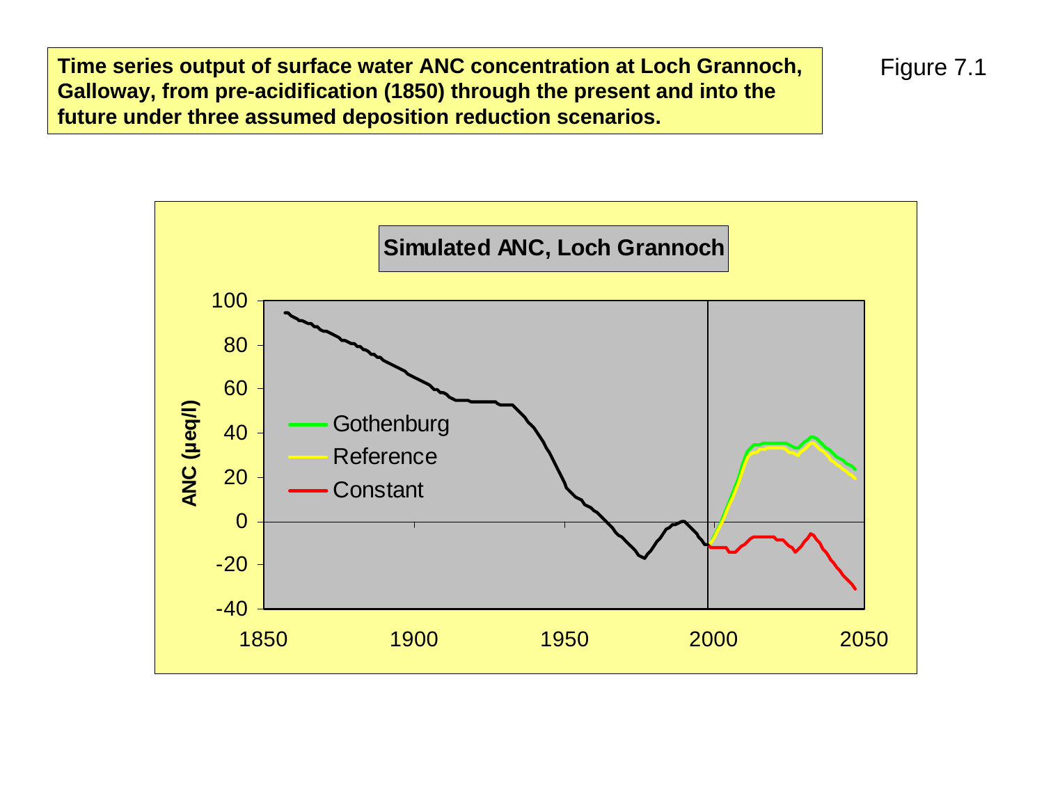Figure 7.1

**Time series output of surface water ANC concentration at Loch Grannoch, Galloway, from pre-acidification (1850) through the present and into the future under three assumed deposition reduction scenarios.**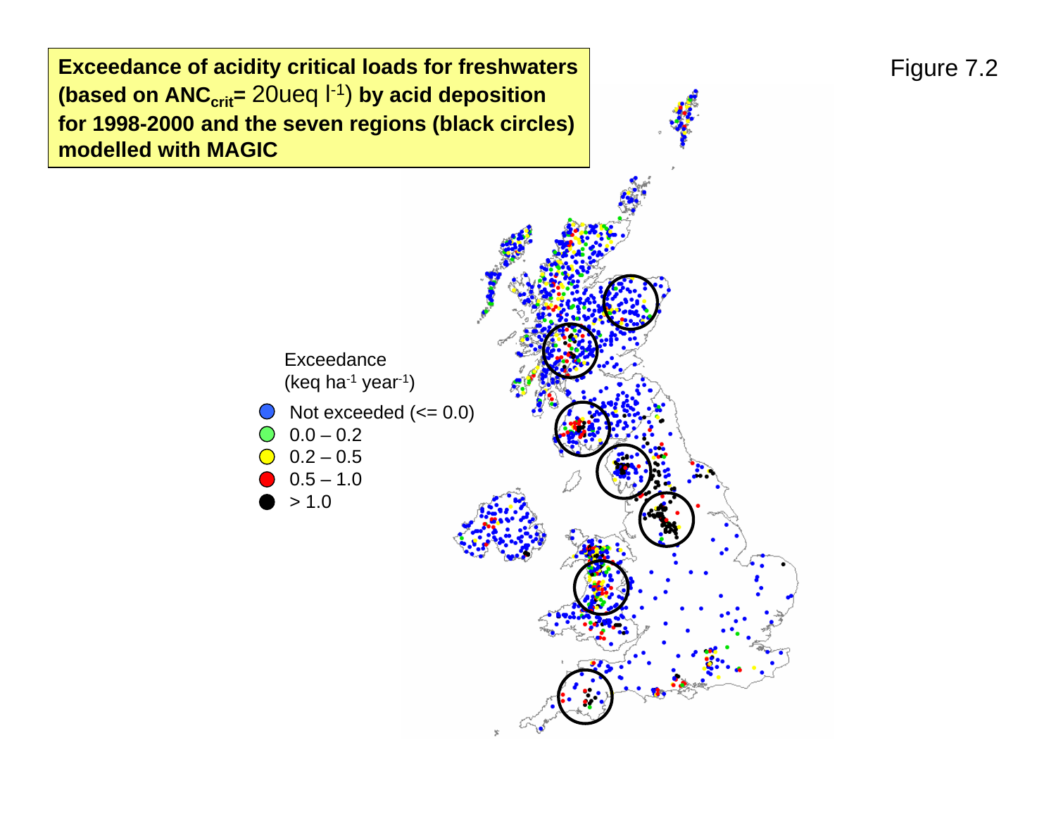Figure 7.2

**Exceedance of acidity critical loads for freshwaters (based on $ANC_{crit}$= 20ueq $l^{-1}$) by acid deposition for 1998-2000 and the seven regions (black circles) modelled with MAGIC**

Exceedance ($keq\ ha^{-1}\ year^{-1}$)

- Not exceeded (<= 0.0)
- 0.0 – 0.2
- 0.2 – 0.5
- 0.5 – 1.0
- > 1.0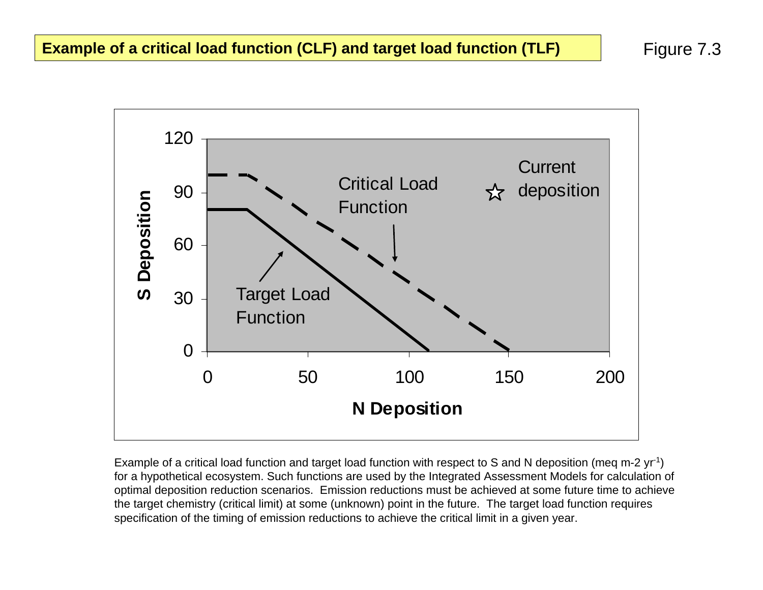**Example of a critical load function (CLF) and target load function (TLF)**

Figure 7.3

Example of a critical load function and target load function with respect to S and N deposition (meq m-2 $yr^{-1}$) for a hypothetical ecosystem. Such functions are used by the Integrated Assessment Models for calculation of optimal deposition reduction scenarios. Emission reductions must be achieved at some future time to achieve the target chemistry (critical limit) at some (unknown) point in the future. The target load function requires specification of the timing of emission reductions to achieve the critical limit in a given year.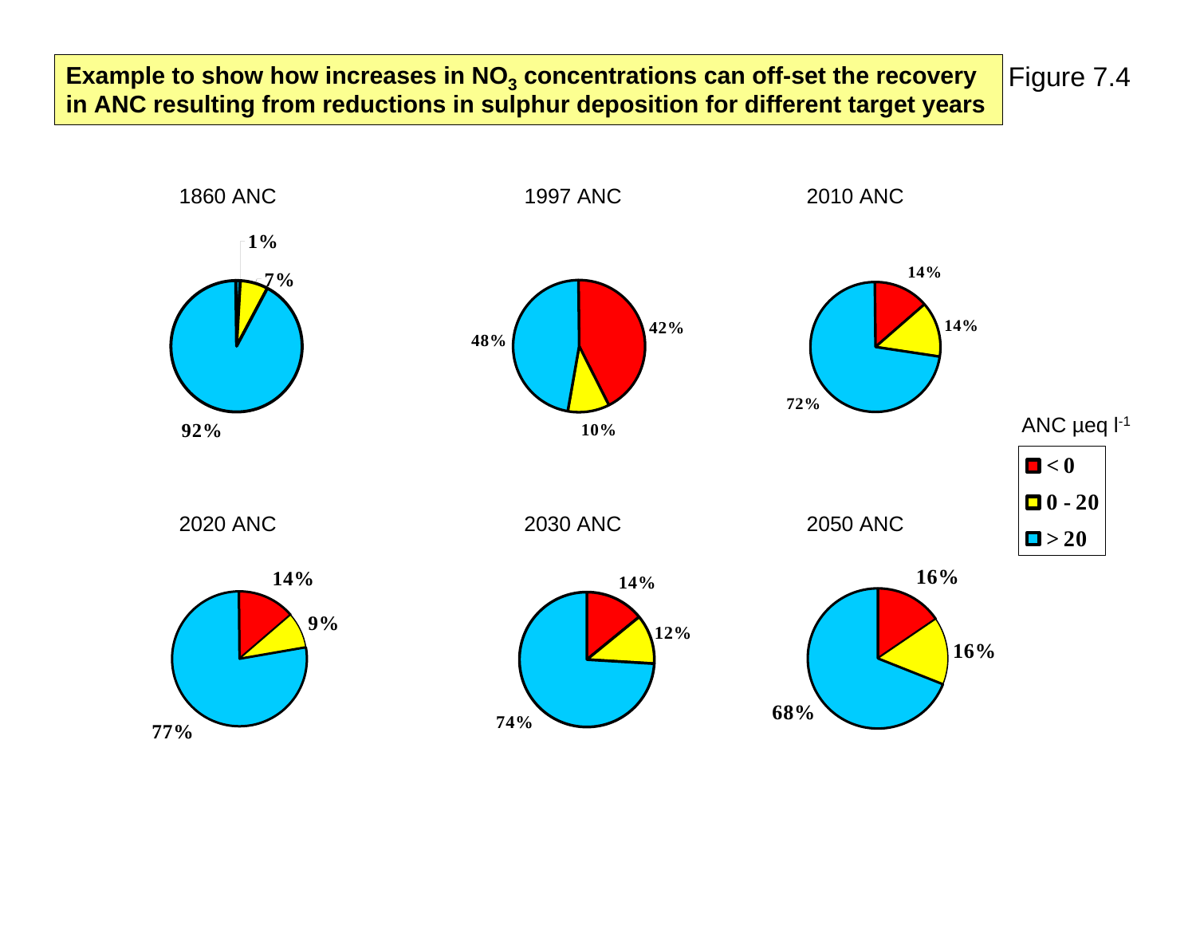**Example to show how increases in $NO_3$ concentrations can off-set the recovery in ANC resulting from reductions in sulphur deposition for different target years**

Figure 7.4

1860 ANC

1%

7%

92%

1997 ANC

42%

48%

10%

2010 ANC

14%

14%

72%

2020 ANC

14%

9%

77%

2030 ANC

14%

12%

74%

2050 ANC

16%

16%

68%

ANC μeq $l^{-1}$

< 0

0 - 20

> 20